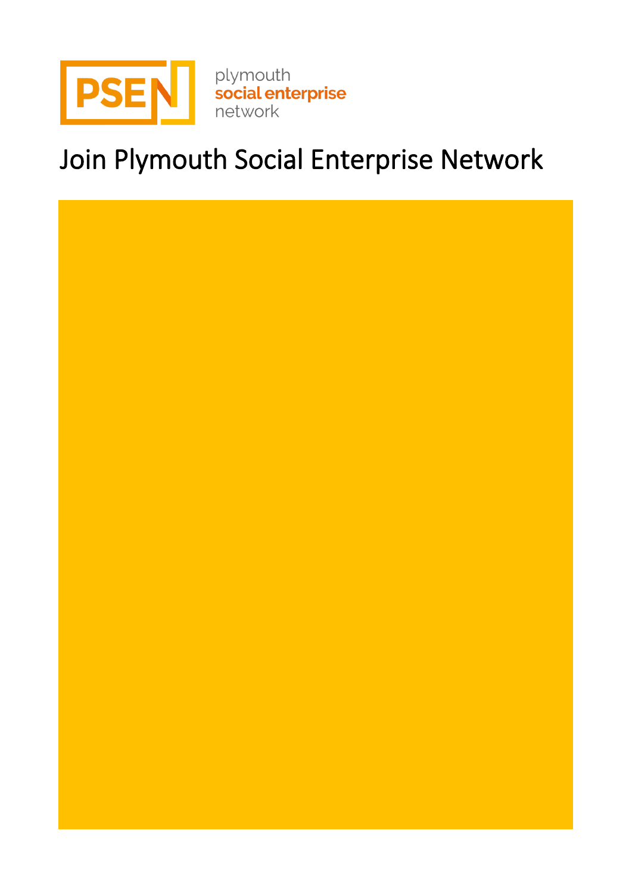plymouth
social enterprise
network

# Join Plymouth Social Enterprise Network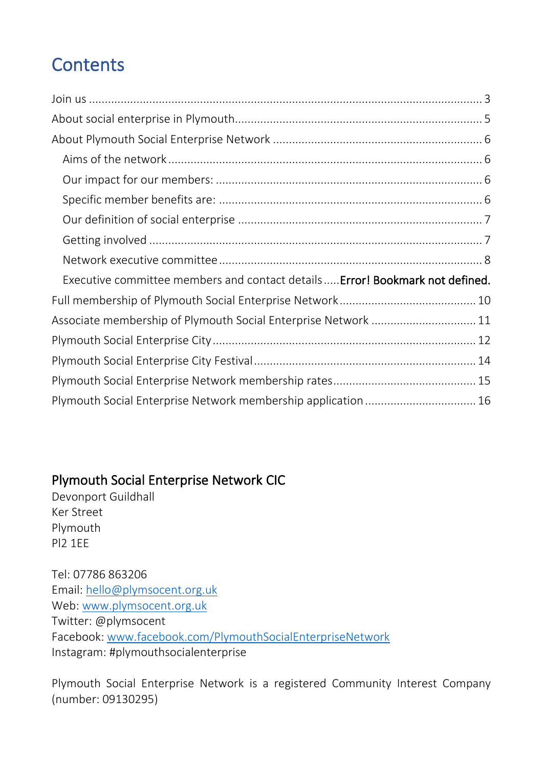# Contents

Join us ........................................................................................................................ 3

About social enterprise in Plymouth.............................................................................. 5

About Plymouth Social Enterprise Network .................................................................. 6

- Aims of the network .................................................................................................. 6
- Our impact for our members: .................................................................................... 6
- Specific member benefits are: .................................................................................... 6
- Our definition of social enterprise ............................................................................. 7
- Getting involved ........................................................................................................ 7
- Network executive committee .................................................................................... 8
- Executive committee members and contact details .....**Error! Bookmark not defined.**

Full membership of Plymouth Social Enterprise Network ............................................ 10

Associate membership of Plymouth Social Enterprise Network ................................. 11

Plymouth Social Enterprise City .................................................................................. 12

Plymouth Social Enterprise City Festival ..................................................................... 14

Plymouth Social Enterprise Network membership rates ............................................. 15

Plymouth Social Enterprise Network membership application ................................... 16

## Plymouth Social Enterprise Network CIC

Devonport Guildhall
Ker Street
Plymouth
Pl2 1EE

Tel: 07786 863206
Email: hello@plymsocent.org.uk
Web: www.plymsocent.org.uk
Twitter: @plymsocent
Facebook: www.facebook.com/PlymouthSocialEnterpriseNetwork
Instagram: #plymouthsocialenterprise

Plymouth Social Enterprise Network is a registered Community Interest Company (number: 09130295)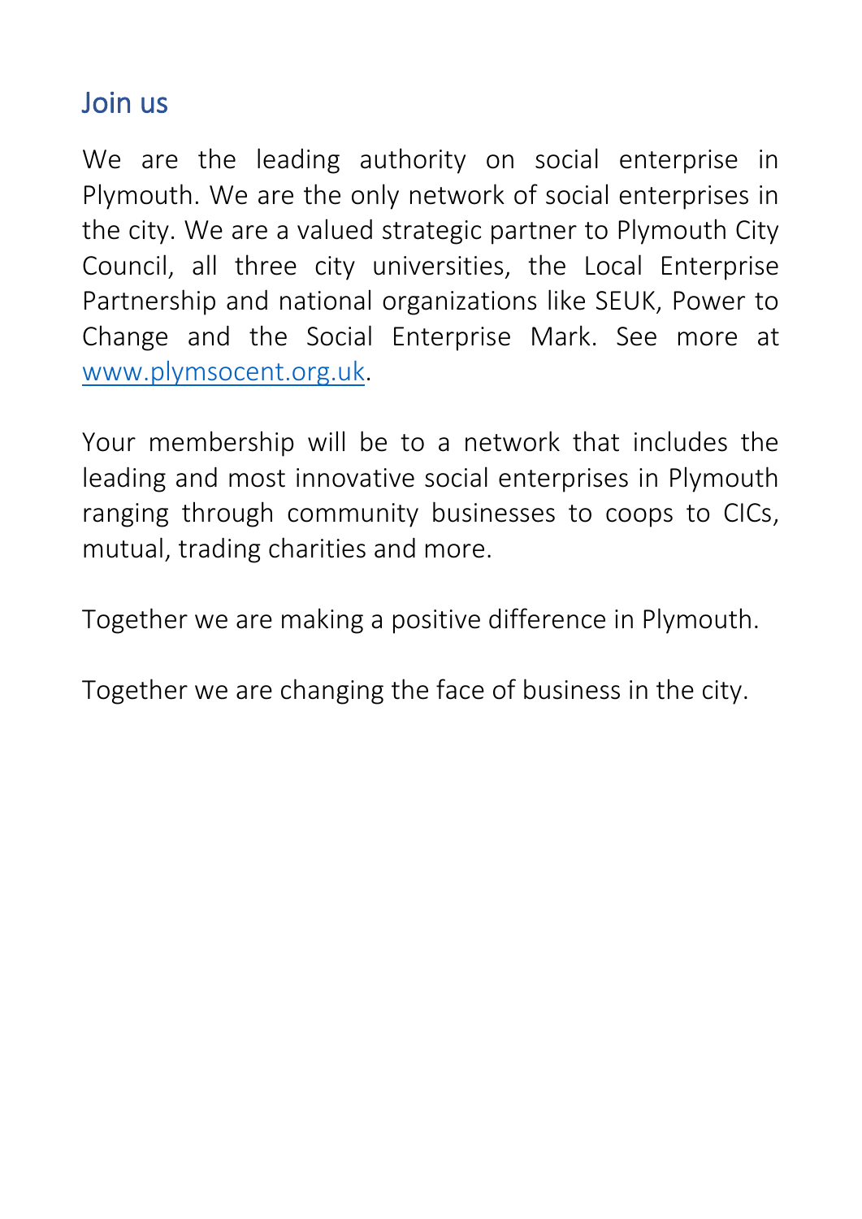## Join us

We are the leading authority on social enterprise in Plymouth. We are the only network of social enterprises in the city. We are a valued strategic partner to Plymouth City Council, all three city universities, the Local Enterprise Partnership and national organizations like SEUK, Power to Change and the Social Enterprise Mark. See more at [www.plymsocent.org.uk](http://www.plymsocent.org.uk).

Your membership will be to a network that includes the leading and most innovative social enterprises in Plymouth ranging through community businesses to coops to CICs, mutual, trading charities and more.

Together we are making a positive difference in Plymouth.

Together we are changing the face of business in the city.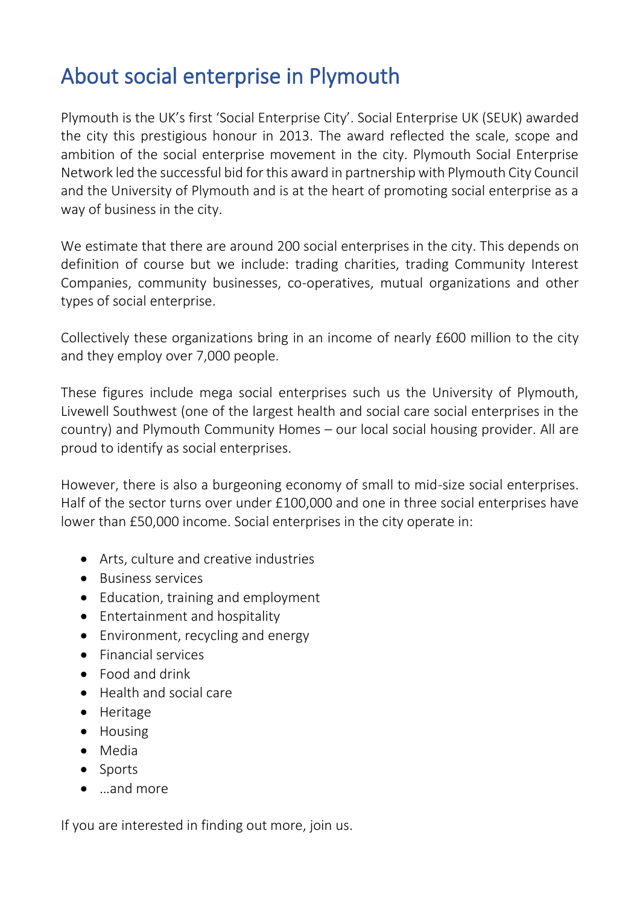# About social enterprise in Plymouth

Plymouth is the UK's first 'Social Enterprise City'. Social Enterprise UK (SEUK) awarded the city this prestigious honour in 2013. The award reflected the scale, scope and ambition of the social enterprise movement in the city. Plymouth Social Enterprise Network led the successful bid for this award in partnership with Plymouth City Council and the University of Plymouth and is at the heart of promoting social enterprise as a way of business in the city.

We estimate that there are around 200 social enterprises in the city. This depends on definition of course but we include: trading charities, trading Community Interest Companies, community businesses, co-operatives, mutual organizations and other types of social enterprise.

Collectively these organizations bring in an income of nearly £600 million to the city and they employ over 7,000 people.

These figures include mega social enterprises such us the University of Plymouth, Livewell Southwest (one of the largest health and social care social enterprises in the country) and Plymouth Community Homes – our local social housing provider. All are proud to identify as social enterprises.

However, there is also a burgeoning economy of small to mid-size social enterprises. Half of the sector turns over under £100,000 and one in three social enterprises have lower than £50,000 income. Social enterprises in the city operate in:

- Arts, culture and creative industries
- Business services
- Education, training and employment
- Entertainment and hospitality
- Environment, recycling and energy
- Financial services
- Food and drink
- Health and social care
- Heritage
- Housing
- Media
- Sports
- …and more

If you are interested in finding out more, join us.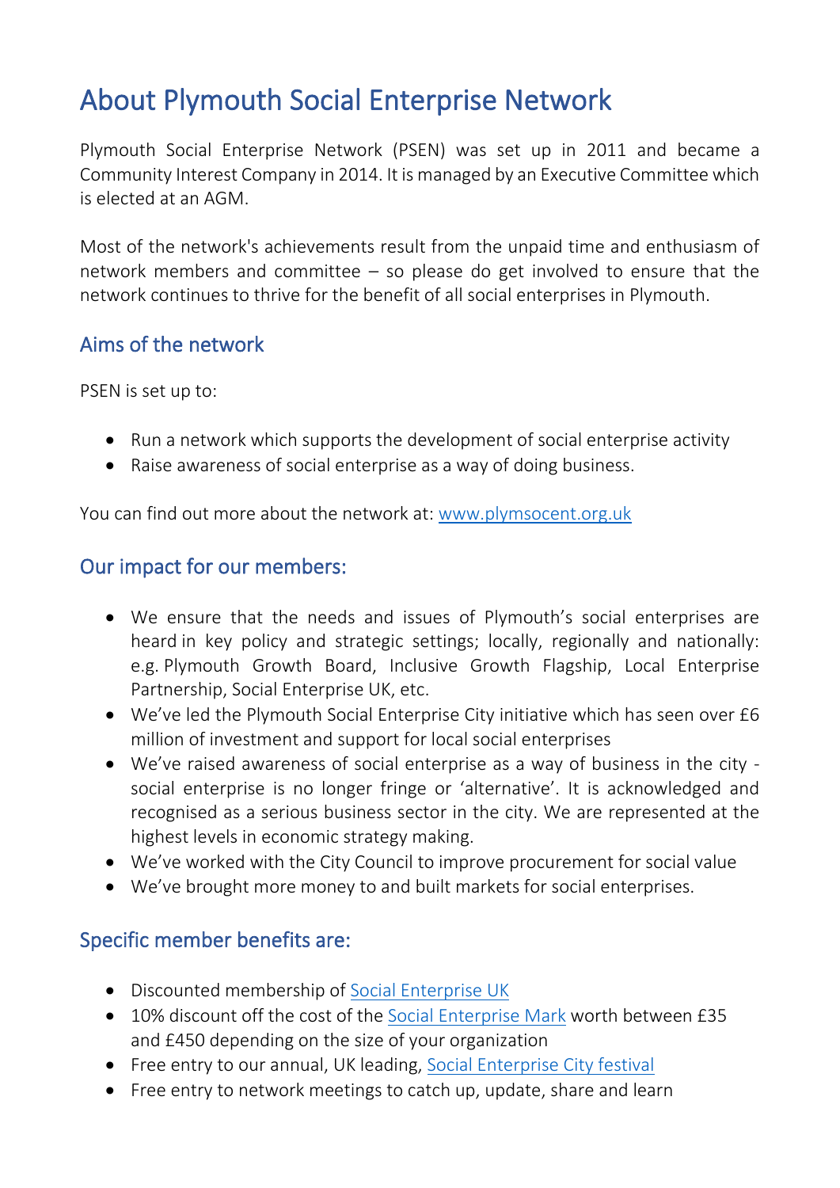# About Plymouth Social Enterprise Network

Plymouth Social Enterprise Network (PSEN) was set up in 2011 and became a Community Interest Company in 2014. It is managed by an Executive Committee which is elected at an AGM.

Most of the network's achievements result from the unpaid time and enthusiasm of network members and committee – so please do get involved to ensure that the network continues to thrive for the benefit of all social enterprises in Plymouth.

## Aims of the network

PSEN is set up to:

- Run a network which supports the development of social enterprise activity
- Raise awareness of social enterprise as a way of doing business.

You can find out more about the network at: [www.plymsocent.org.uk](www.plymsocent.org.uk)

## Our impact for our members:

- We ensure that the needs and issues of Plymouth's social enterprises are heard in key policy and strategic settings; locally, regionally and nationally: e.g. Plymouth Growth Board, Inclusive Growth Flagship, Local Enterprise Partnership, Social Enterprise UK, etc.
- We've led the Plymouth Social Enterprise City initiative which has seen over £6 million of investment and support for local social enterprises
- We've raised awareness of social enterprise as a way of business in the city - social enterprise is no longer fringe or 'alternative'. It is acknowledged and recognised as a serious business sector in the city. We are represented at the highest levels in economic strategy making.
- We've worked with the City Council to improve procurement for social value
- We've brought more money to and built markets for social enterprises.

## Specific member benefits are:

- Discounted membership of Social Enterprise UK
- 10% discount off the cost of the Social Enterprise Mark worth between £35 and £450 depending on the size of your organization
- Free entry to our annual, UK leading, Social Enterprise City festival
- Free entry to network meetings to catch up, update, share and learn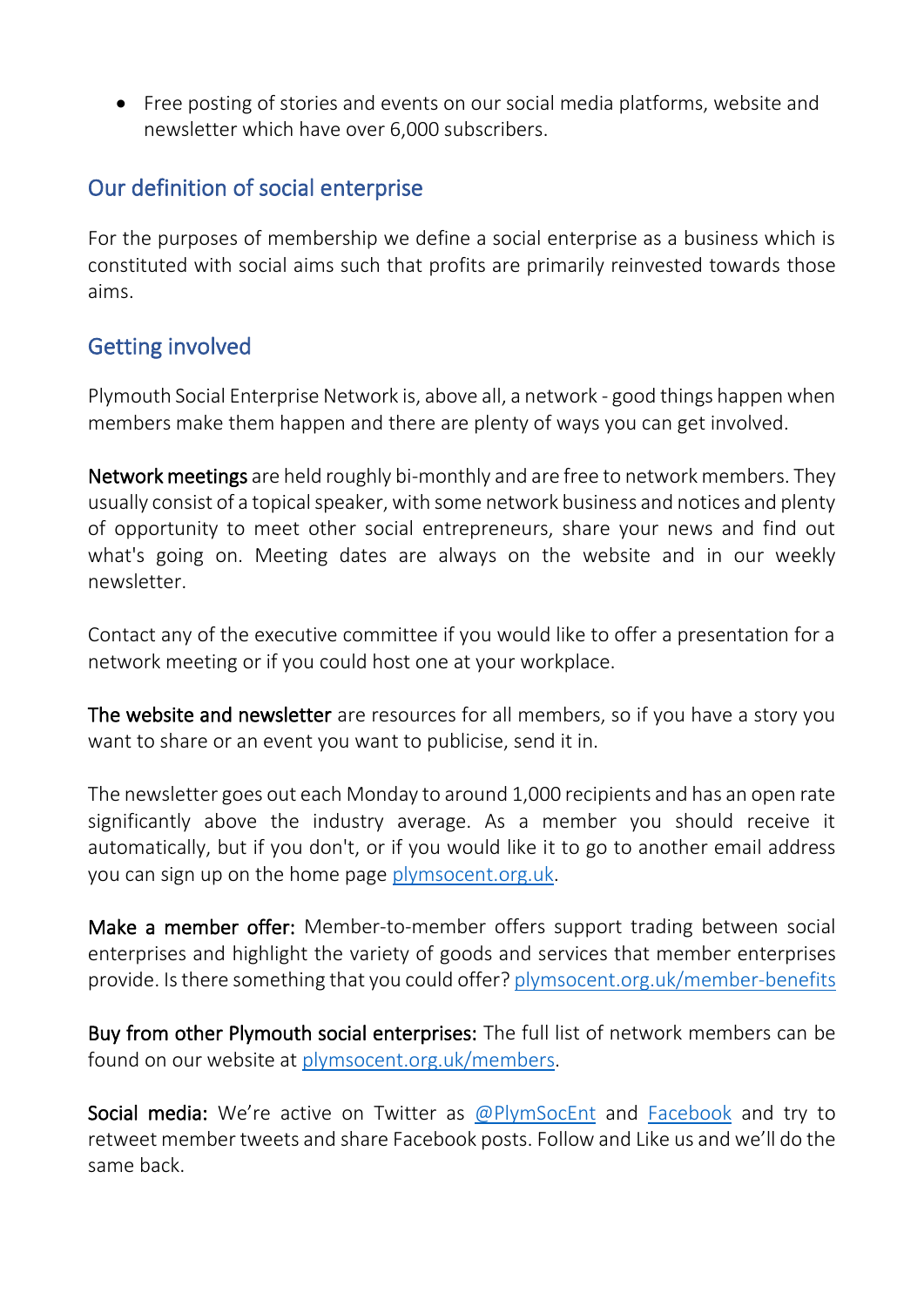- Free posting of stories and events on our social media platforms, website and newsletter which have over 6,000 subscribers.

## Our definition of social enterprise

For the purposes of membership we define a social enterprise as a business which is constituted with social aims such that profits are primarily reinvested towards those aims.

## Getting involved

Plymouth Social Enterprise Network is, above all, a network - good things happen when members make them happen and there are plenty of ways you can get involved.

**Network meetings** are held roughly bi-monthly and are free to network members. They usually consist of a topical speaker, with some network business and notices and plenty of opportunity to meet other social entrepreneurs, share your news and find out what's going on. Meeting dates are always on the website and in our weekly newsletter.

Contact any of the executive committee if you would like to offer a presentation for a network meeting or if you could host one at your workplace.

**The website and newsletter** are resources for all members, so if you have a story you want to share or an event you want to publicise, send it in.

The newsletter goes out each Monday to around 1,000 recipients and has an open rate significantly above the industry average. As a member you should receive it automatically, but if you don't, or if you would like it to go to another email address you can sign up on the home page [plymsocent.org.uk](plymsocent.org.uk).

**Make a member offer:** Member-to-member offers support trading between social enterprises and highlight the variety of goods and services that member enterprises provide. Is there something that you could offer? [plymsocent.org.uk/member-benefits](plymsocent.org.uk/member-benefits)

**Buy from other Plymouth social enterprises:** The full list of network members can be found on our website at [plymsocent.org.uk/members](plymsocent.org.uk/members).

**Social media:** We're active on Twitter as [@PlymSocEnt]() and [Facebook]() and try to retweet member tweets and share Facebook posts. Follow and Like us and we'll do the same back.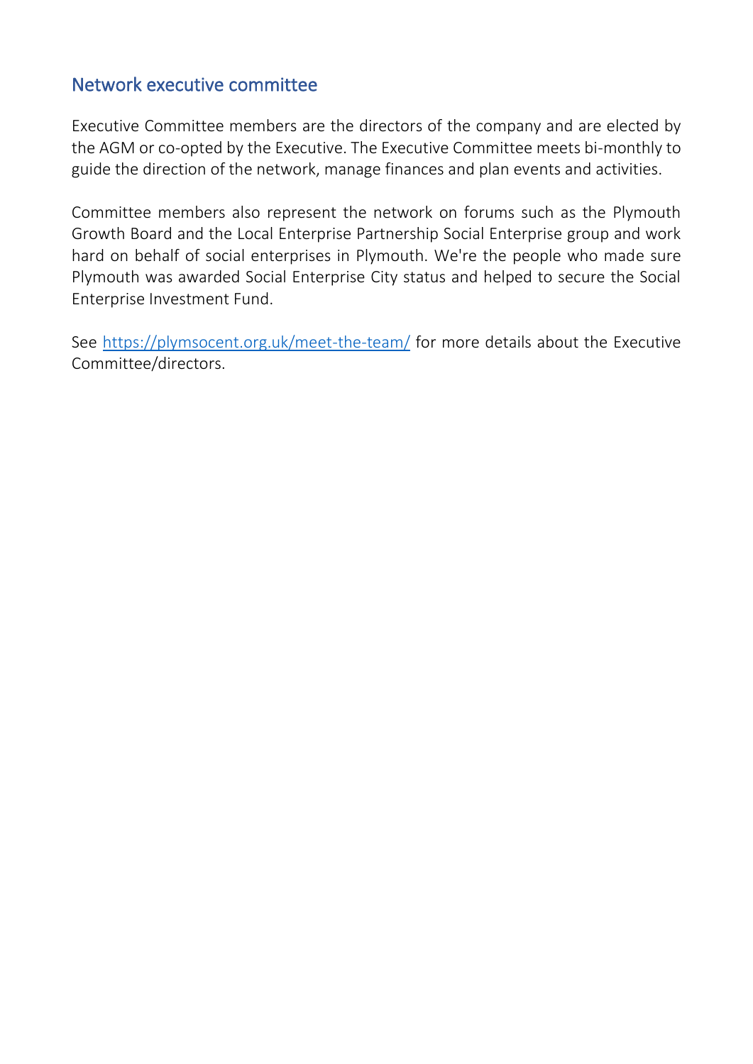## Network executive committee

Executive Committee members are the directors of the company and are elected by the AGM or co-opted by the Executive. The Executive Committee meets bi-monthly to guide the direction of the network, manage finances and plan events and activities.

Committee members also represent the network on forums such as the Plymouth Growth Board and the Local Enterprise Partnership Social Enterprise group and work hard on behalf of social enterprises in Plymouth. We're the people who made sure Plymouth was awarded Social Enterprise City status and helped to secure the Social Enterprise Investment Fund.

See [https://plymsocent.org.uk/meet-the-team/](https://plymsocent.org.uk/meet-the-team/) for more details about the Executive Committee/directors.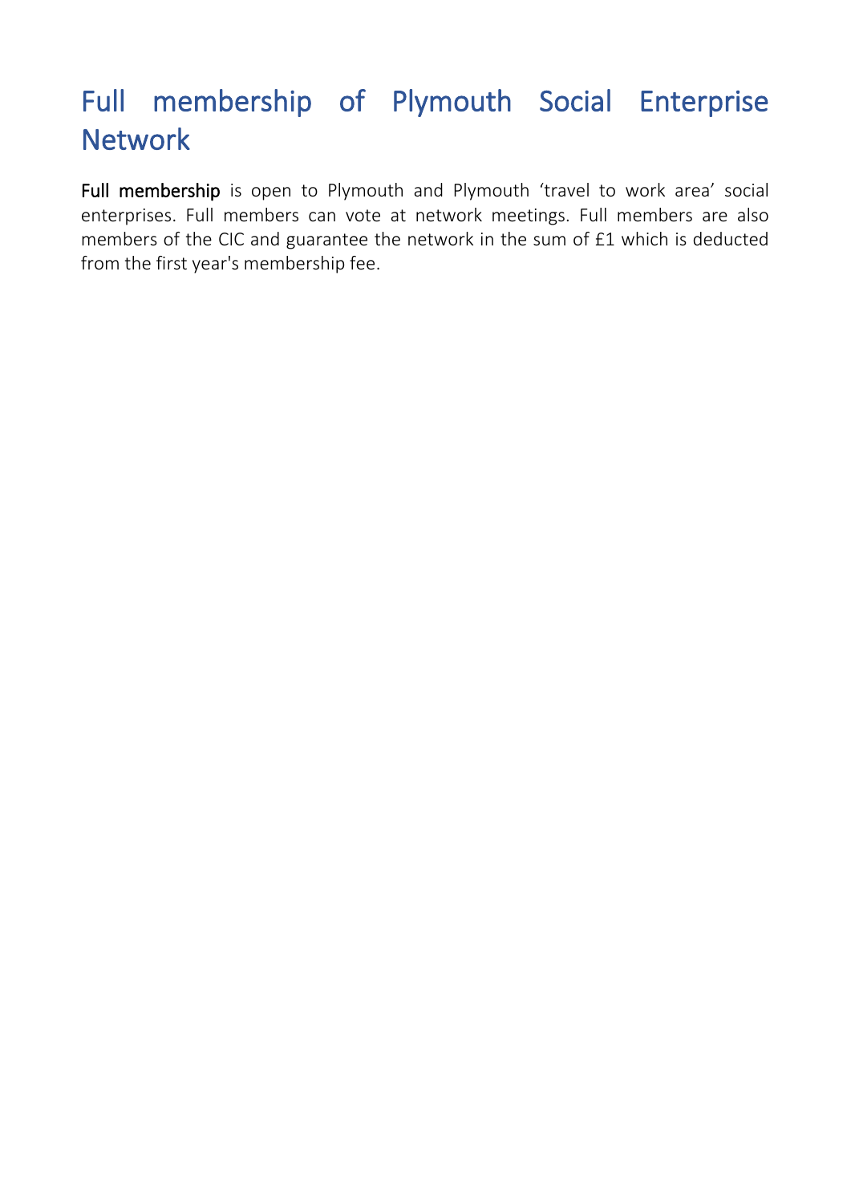# Full membership of Plymouth Social Enterprise Network

**Full membership** is open to Plymouth and Plymouth 'travel to work area' social enterprises. Full members can vote at network meetings. Full members are also members of the CIC and guarantee the network in the sum of £1 which is deducted from the first year's membership fee.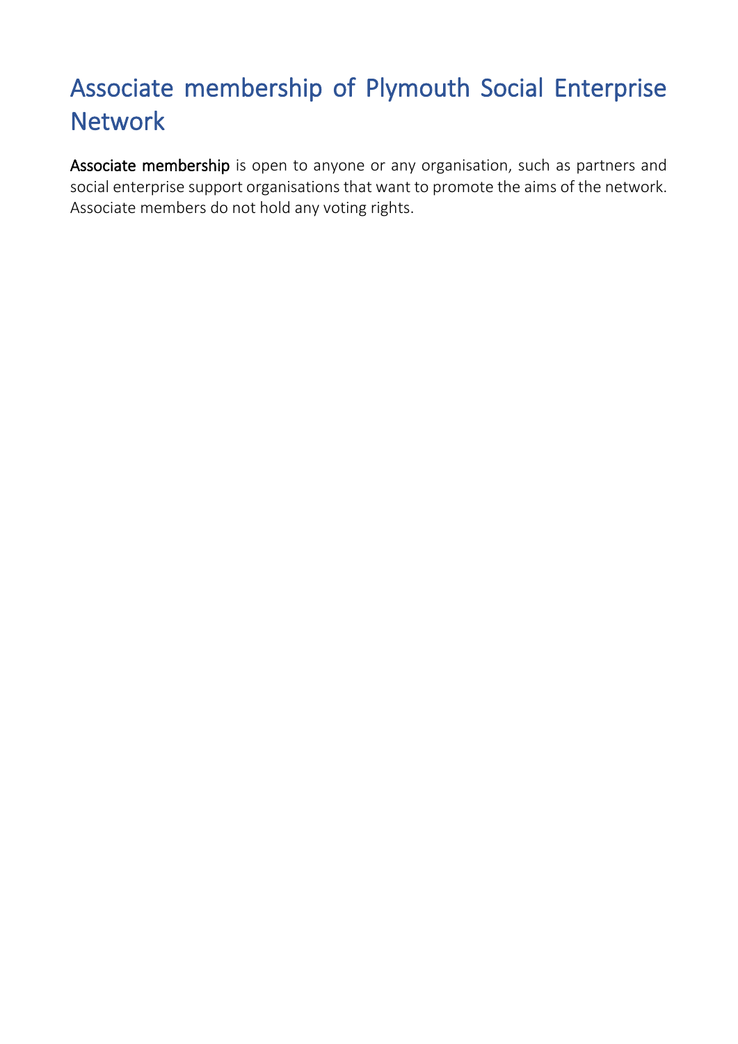# Associate membership of Plymouth Social Enterprise Network

**Associate membership** is open to anyone or any organisation, such as partners and social enterprise support organisations that want to promote the aims of the network. Associate members do not hold any voting rights.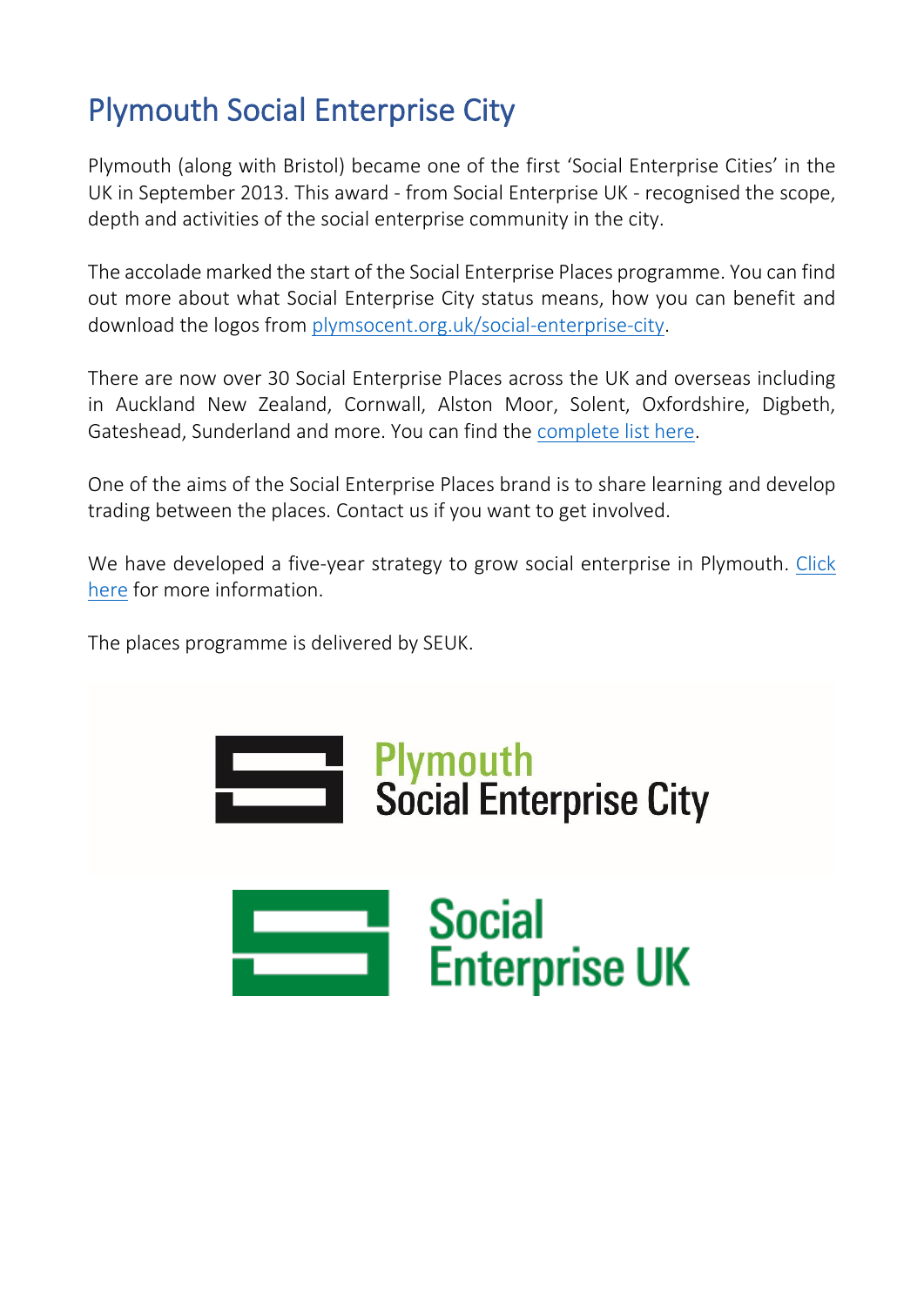# Plymouth Social Enterprise City

Plymouth (along with Bristol) became one of the first 'Social Enterprise Cities' in the UK in September 2013. This award - from Social Enterprise UK - recognised the scope, depth and activities of the social enterprise community in the city.

The accolade marked the start of the Social Enterprise Places programme. You can find out more about what Social Enterprise City status means, how you can benefit and download the logos from plymsocent.org.uk/social-enterprise-city.

There are now over 30 Social Enterprise Places across the UK and overseas including in Auckland New Zealand, Cornwall, Alston Moor, Solent, Oxfordshire, Digbeth, Gateshead, Sunderland and more. You can find the complete list here.

One of the aims of the Social Enterprise Places brand is to share learning and develop trading between the places. Contact us if you want to get involved.

We have developed a five-year strategy to grow social enterprise in Plymouth. Click here for more information.

The places programme is delivered by SEUK.

Plymouth Social Enterprise City

Social Enterprise UK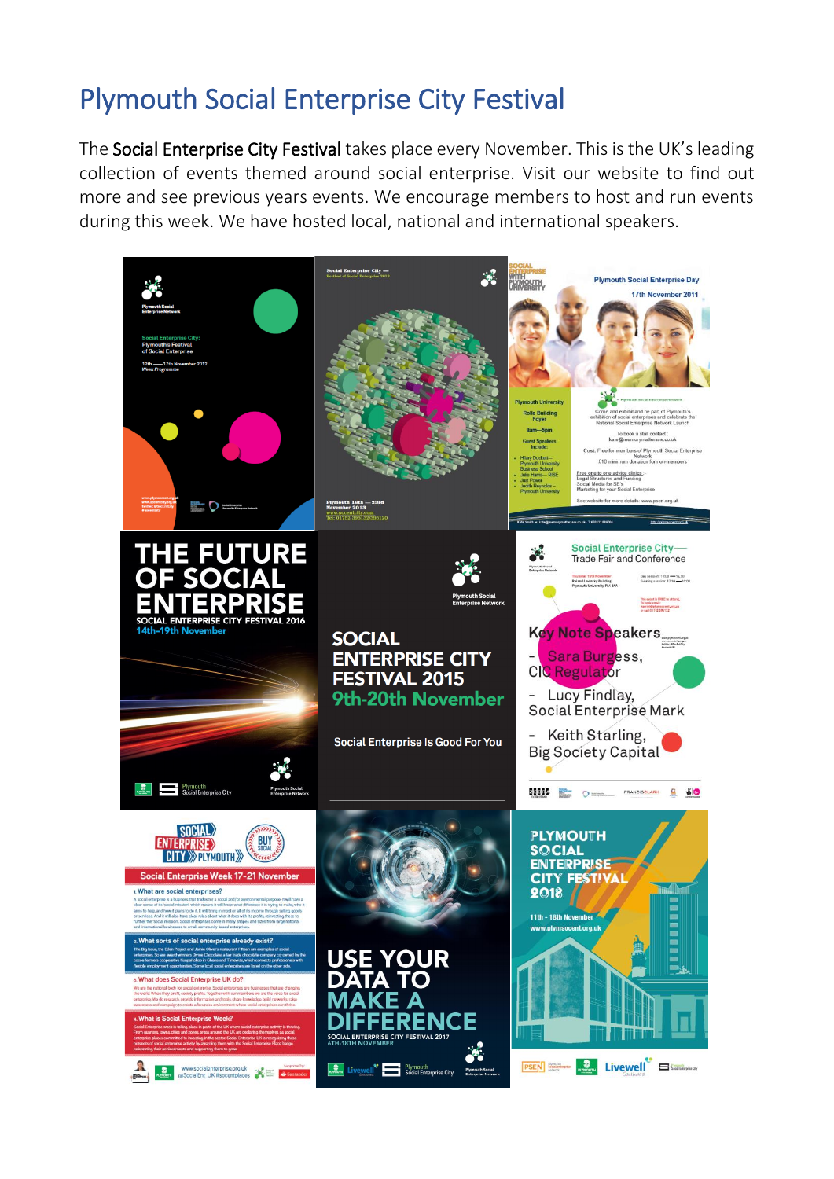# Plymouth Social Enterprise City Festival

The Social Enterprise City Festival takes place every November. This is the UK's leading collection of events themed around social enterprise. Visit our website to find out more and see previous years events. We encourage members to host and run events during this week. We have hosted local, national and international speakers.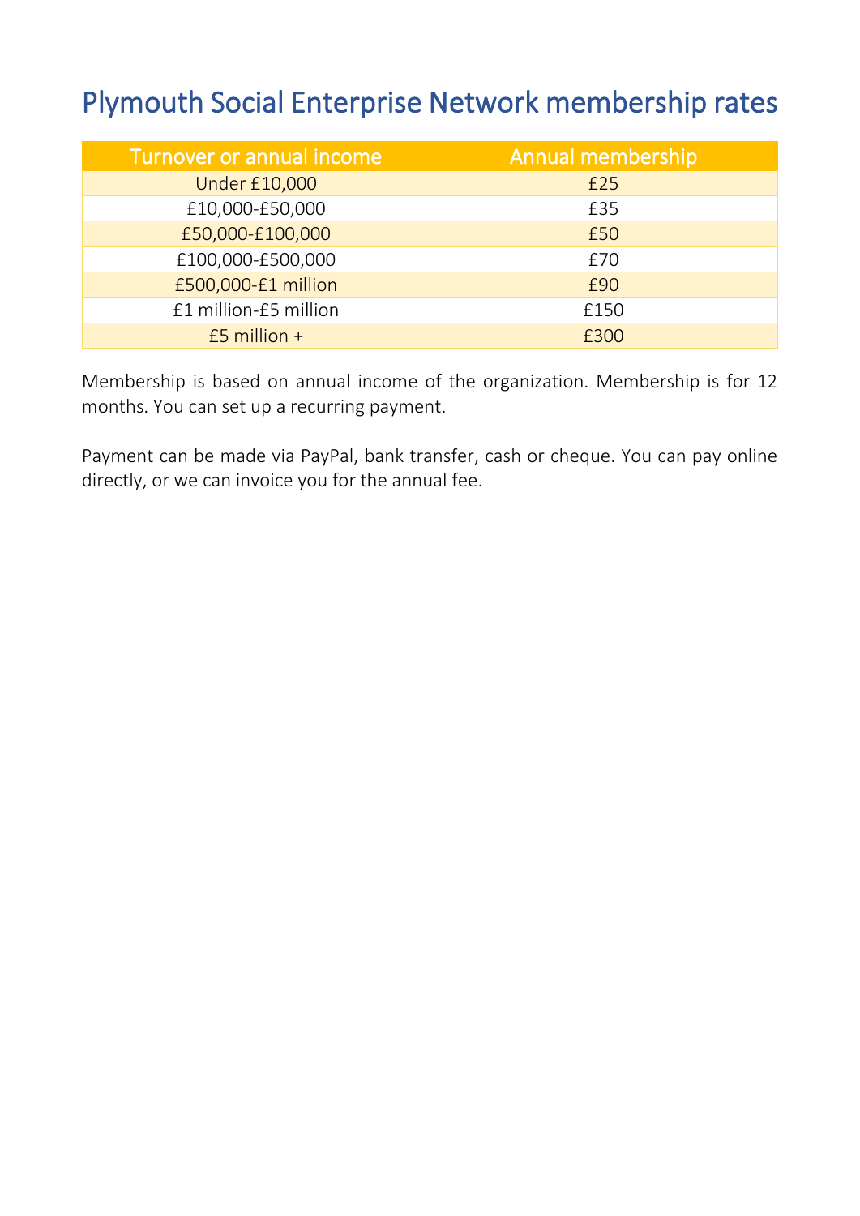# Plymouth Social Enterprise Network membership rates

| Turnover or annual income | Annual membership |
|---|---|
| Under £10,000 | £25 |
| £10,000-£50,000 | £35 |
| £50,000-£100,000 | £50 |
| £100,000-£500,000 | £70 |
| £500,000-£1 million | £90 |
| £1 million-£5 million | £150 |
| £5 million + | £300 |

Membership is based on annual income of the organization. Membership is for 12 months. You can set up a recurring payment.

Payment can be made via PayPal, bank transfer, cash or cheque. You can pay online directly, or we can invoice you for the annual fee.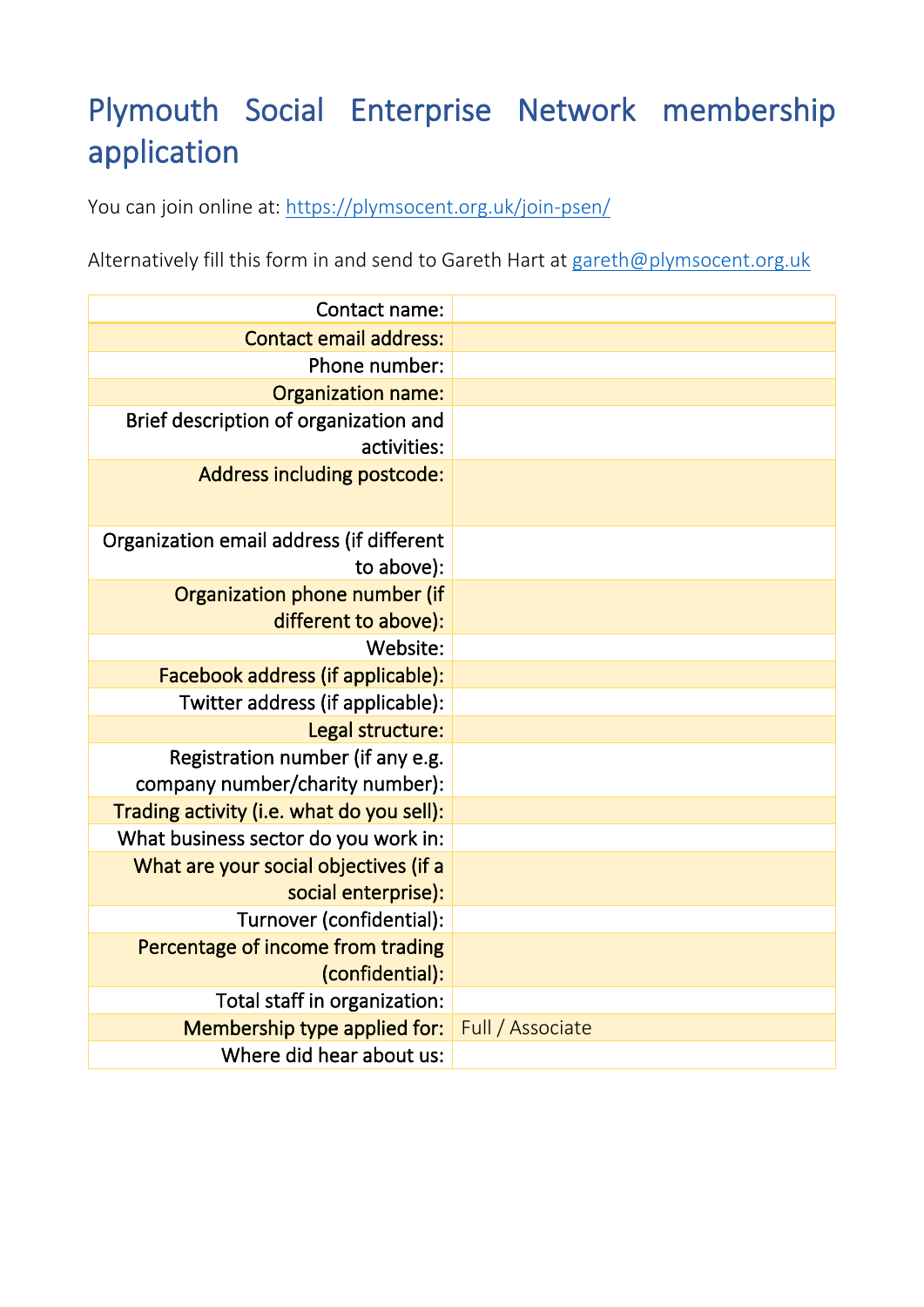# Plymouth Social Enterprise Network membership application

You can join online at: https://plymsocent.org.uk/join-psen/

Alternatively fill this form in and send to Gareth Hart at gareth@plymsocent.org.uk

| | |
|---|---|
| Contact name: | |
| Contact email address: | |
| Phone number: | |
| Organization name: | |
| Brief description of organization and activities: | |
| Address including postcode: | |
| Organization email address (if different to above): | |
| Organization phone number (if different to above): | |
| Website: | |
| Facebook address (if applicable): | |
| Twitter address (if applicable): | |
| Legal structure: | |
| Registration number (if any e.g. company number/charity number): | |
| Trading activity (i.e. what do you sell): | |
| What business sector do you work in: | |
| What are your social objectives (if a social enterprise): | |
| Turnover (confidential): | |
| Percentage of income from trading (confidential): | |
| Total staff in organization: | |
| Membership type applied for: | Full / Associate |
| Where did hear about us: | |